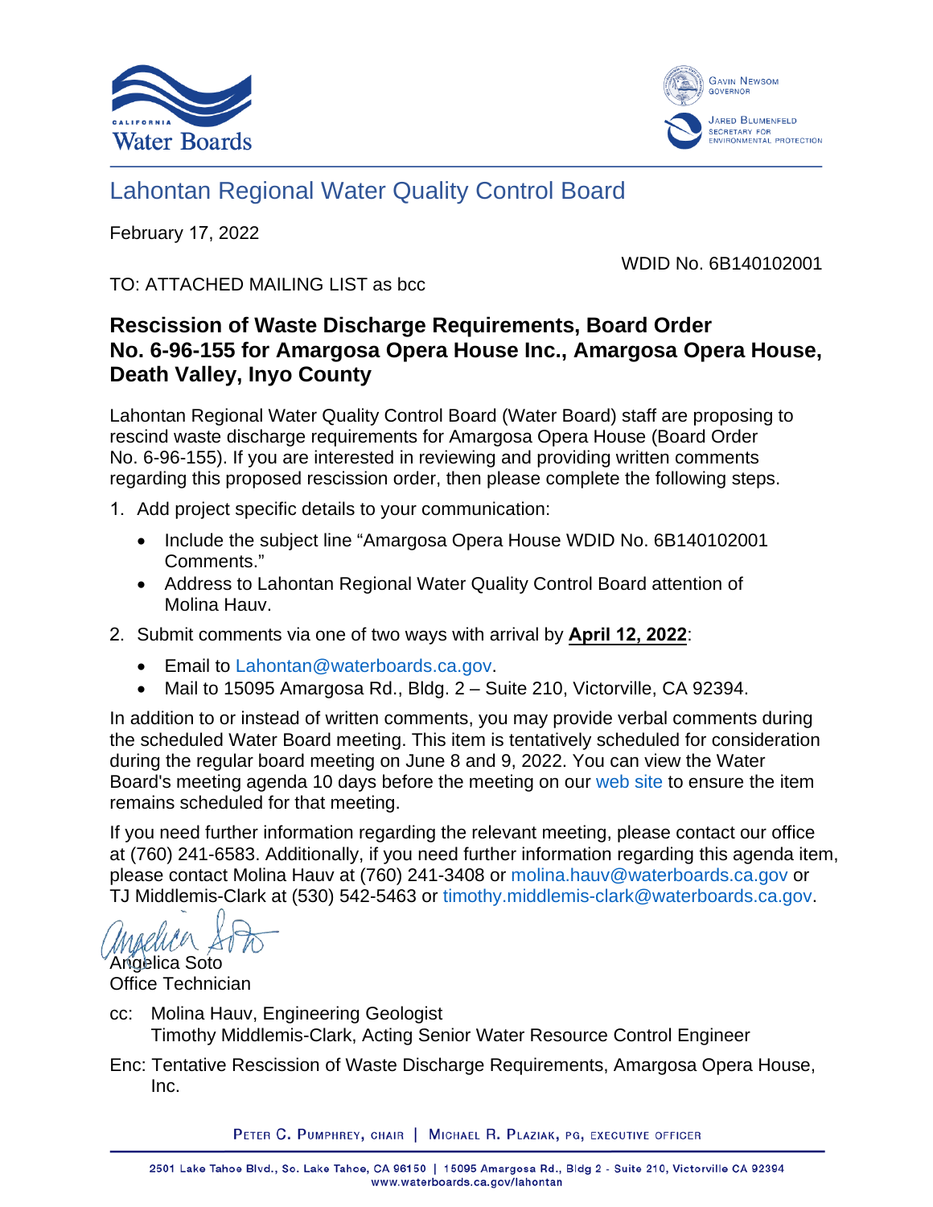California Water Boards

Gavin Newsom, Governor

Jared Blumenfeld, Secretary for Environmental Protection

# Lahontan Regional Water Quality Control Board

February 17, 2022

WDID No. 6B140102001

TO: ATTACHED MAILING LIST as bcc

## Rescission of Waste Discharge Requirements, Board Order No. 6-96-155 for Amargosa Opera House Inc., Amargosa Opera House, Death Valley, Inyo County

Lahontan Regional Water Quality Control Board (Water Board) staff are proposing to rescind waste discharge requirements for Amargosa Opera House (Board Order No. 6-96-155). If you are interested in reviewing and providing written comments regarding this proposed rescission order, then please complete the following steps.

1. Add project specific details to your communication:
   - Include the subject line "Amargosa Opera House WDID No. 6B140102001 Comments."
   - Address to Lahontan Regional Water Quality Control Board attention of Molina Hauv.
2. Submit comments via one of two ways with arrival by **April 12, 2022**:
   - Email to Lahontan@waterboards.ca.gov.
   - Mail to 15095 Amargosa Rd., Bldg. 2 – Suite 210, Victorville, CA 92394.

In addition to or instead of written comments, you may provide verbal comments during the scheduled Water Board meeting. This item is tentatively scheduled for consideration during the regular board meeting on June 8 and 9, 2022. You can view the Water Board's meeting agenda 10 days before the meeting on our web site to ensure the item remains scheduled for that meeting.

If you need further information regarding the relevant meeting, please contact our office at (760) 241-6583. Additionally, if you need further information regarding this agenda item, please contact Molina Hauv at (760) 241-3408 or molina.hauv@waterboards.ca.gov or TJ Middlemis-Clark at (530) 542-5463 or timothy.middlemis-clark@waterboards.ca.gov.

Angelica Soto
Office Technician

cc: Molina Hauv, Engineering Geologist
Timothy Middlemis-Clark, Acting Senior Water Resource Control Engineer

Enc: Tentative Rescission of Waste Discharge Requirements, Amargosa Opera House, Inc.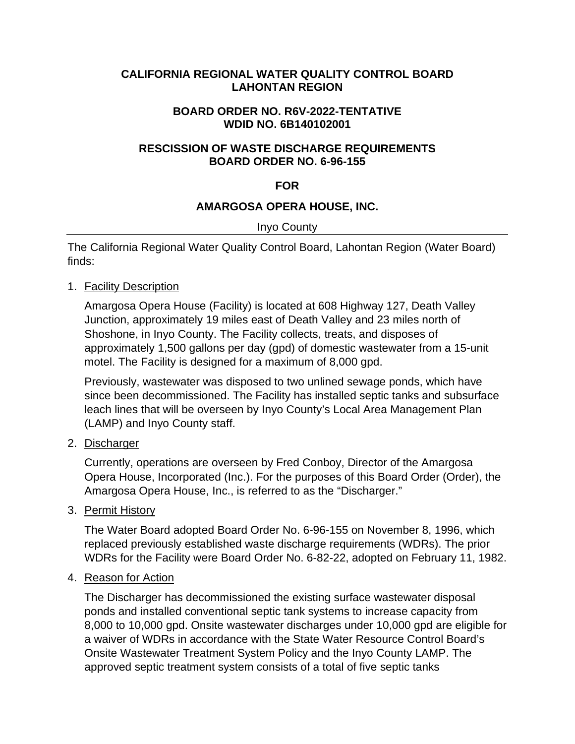**CALIFORNIA REGIONAL WATER QUALITY CONTROL BOARD**
**LAHONTAN REGION**

**BOARD ORDER NO. R6V-2022-TENTATIVE**
**WDID NO. 6B140102001**

**RESCISSION OF WASTE DISCHARGE REQUIREMENTS**
**BOARD ORDER NO. 6-96-155**

**FOR**

**AMARGOSA OPERA HOUSE, INC.**

Inyo County

---

The California Regional Water Quality Control Board, Lahontan Region (Water Board) finds:

1. Facility Description

   Amargosa Opera House (Facility) is located at 608 Highway 127, Death Valley Junction, approximately 19 miles east of Death Valley and 23 miles north of Shoshone, in Inyo County. The Facility collects, treats, and disposes of approximately 1,500 gallons per day (gpd) of domestic wastewater from a 15-unit motel. The Facility is designed for a maximum of 8,000 gpd.

   Previously, wastewater was disposed to two unlined sewage ponds, which have since been decommissioned. The Facility has installed septic tanks and subsurface leach lines that will be overseen by Inyo County's Local Area Management Plan (LAMP) and Inyo County staff.

2. Discharger

   Currently, operations are overseen by Fred Conboy, Director of the Amargosa Opera House, Incorporated (Inc.). For the purposes of this Board Order (Order), the Amargosa Opera House, Inc., is referred to as the "Discharger."

3. Permit History

   The Water Board adopted Board Order No. 6-96-155 on November 8, 1996, which replaced previously established waste discharge requirements (WDRs). The prior WDRs for the Facility were Board Order No. 6-82-22, adopted on February 11, 1982.

4. Reason for Action

   The Discharger has decommissioned the existing surface wastewater disposal ponds and installed conventional septic tank systems to increase capacity from 8,000 to 10,000 gpd. Onsite wastewater discharges under 10,000 gpd are eligible for a waiver of WDRs in accordance with the State Water Resource Control Board's Onsite Wastewater Treatment System Policy and the Inyo County LAMP. The approved septic treatment system consists of a total of five septic tanks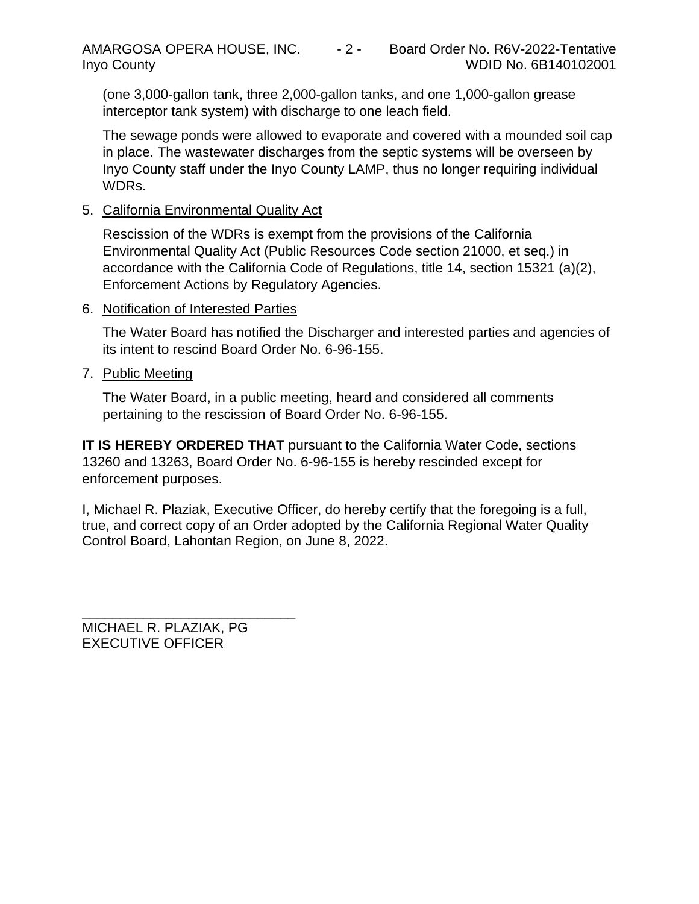(one 3,000-gallon tank, three 2,000-gallon tanks, and one 1,000-gallon grease interceptor tank system) with discharge to one leach field.

The sewage ponds were allowed to evaporate and covered with a mounded soil cap in place. The wastewater discharges from the septic systems will be overseen by Inyo County staff under the Inyo County LAMP, thus no longer requiring individual WDRs.

5. California Environmental Quality Act

   Rescission of the WDRs is exempt from the provisions of the California Environmental Quality Act (Public Resources Code section 21000, et seq.) in accordance with the California Code of Regulations, title 14, section 15321 (a)(2), Enforcement Actions by Regulatory Agencies.

6. Notification of Interested Parties

   The Water Board has notified the Discharger and interested parties and agencies of its intent to rescind Board Order No. 6-96-155.

7. Public Meeting

   The Water Board, in a public meeting, heard and considered all comments pertaining to the rescission of Board Order No. 6-96-155.

**IT IS HEREBY ORDERED THAT** pursuant to the California Water Code, sections 13260 and 13263, Board Order No. 6-96-155 is hereby rescinded except for enforcement purposes.

I, Michael R. Plaziak, Executive Officer, do hereby certify that the foregoing is a full, true, and correct copy of an Order adopted by the California Regional Water Quality Control Board, Lahontan Region, on June 8, 2022.

\_\_\_\_\_\_\_\_\_\_\_\_\_\_\_\_\_\_\_\_\_\_\_\_\_\_\_\_\_\_

MICHAEL R. PLAZIAK, PG
EXECUTIVE OFFICER